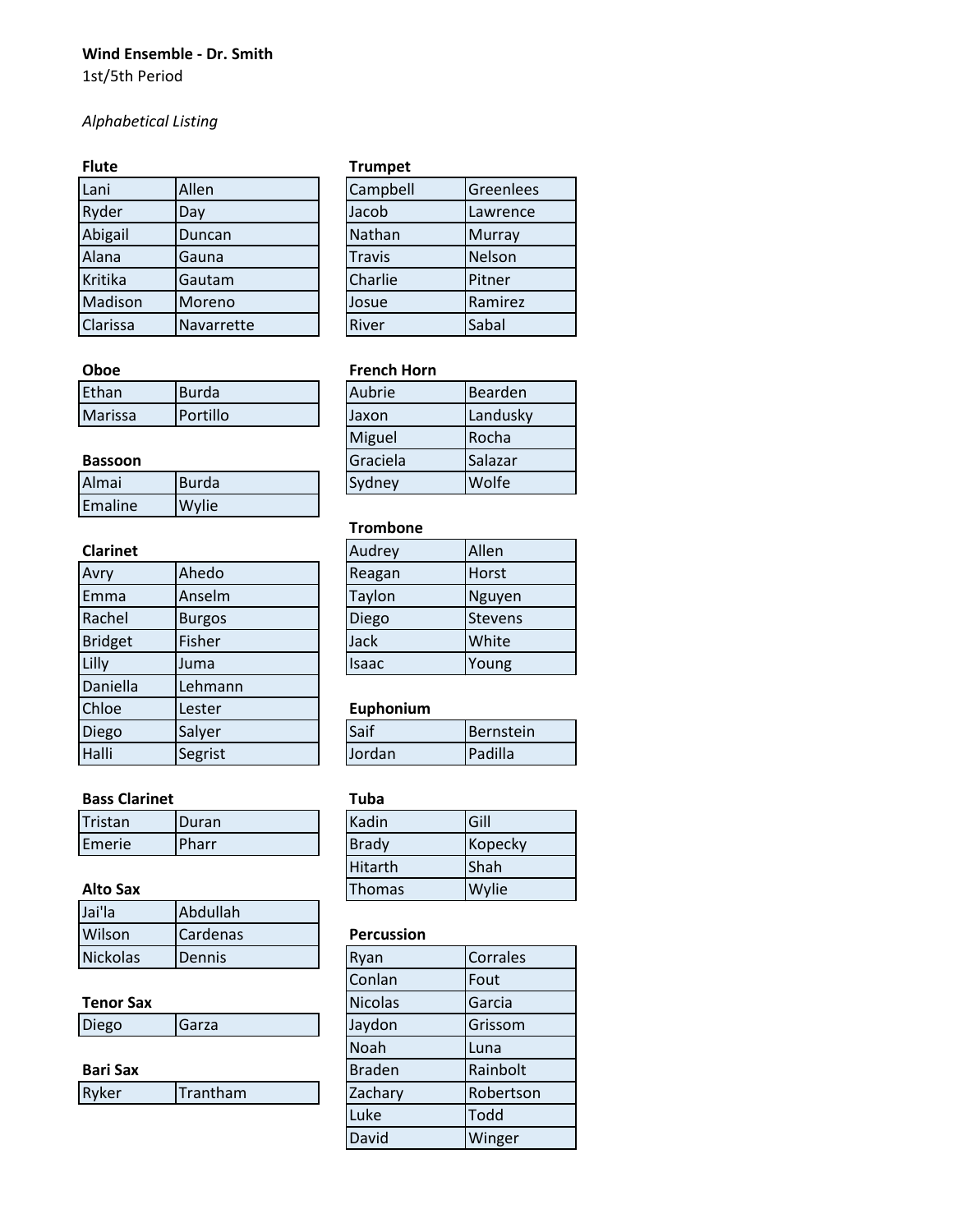**Wind Ensemble - Dr. Smith**
1st/5th Period

*Alphabetical Listing*

**Flute**

| | |
|---|---|
| Lani | Allen |
| Ryder | Day |
| Abigail | Duncan |
| Alana | Gauna |
| Kritika | Gautam |
| Madison | Moreno |
| Clarissa | Navarrette |

**Oboe**

| | |
|---|---|
| Ethan | Burda |
| Marissa | Portillo |

**Bassoon**

| | |
|---|---|
| Almai | Burda |
| Emaline | Wylie |

**Clarinet**

| | |
|---|---|
| Avry | Ahedo |
| Emma | Anselm |
| Rachel | Burgos |
| Bridget | Fisher |
| Lilly | Juma |
| Daniella | Lehmann |
| Chloe | Lester |
| Diego | Salyer |
| Halli | Segrist |

**Bass Clarinet**

| | |
|---|---|
| Tristan | Duran |
| Emerie | Pharr |

**Alto Sax**

| | |
|---|---|
| Jai'la | Abdullah |
| Wilson | Cardenas |
| Nickolas | Dennis |

**Tenor Sax**

| | |
|---|---|
| Diego | Garza |

**Bari Sax**

| | |
|---|---|
| Ryker | Trantham |

**Trumpet**

| | |
|---|---|
| Campbell | Greenlees |
| Jacob | Lawrence |
| Nathan | Murray |
| Travis | Nelson |
| Charlie | Pitner |
| Josue | Ramirez |
| River | Sabal |

**French Horn**

| | |
|---|---|
| Aubrie | Bearden |
| Jaxon | Landusky |
| Miguel | Rocha |
| Graciela | Salazar |
| Sydney | Wolfe |

**Trombone**

| | |
|---|---|
| Audrey | Allen |
| Reagan | Horst |
| Taylon | Nguyen |
| Diego | Stevens |
| Jack | White |
| Isaac | Young |

**Euphonium**

| | |
|---|---|
| Saif | Bernstein |
| Jordan | Padilla |

**Tuba**

| | |
|---|---|
| Kadin | Gill |
| Brady | Kopecky |
| Hitarth | Shah |
| Thomas | Wylie |

**Percussion**

| | |
|---|---|
| Ryan | Corrales |
| Conlan | Fout |
| Nicolas | Garcia |
| Jaydon | Grissom |
| Noah | Luna |
| Braden | Rainbolt |
| Zachary | Robertson |
| Luke | Todd |
| David | Winger |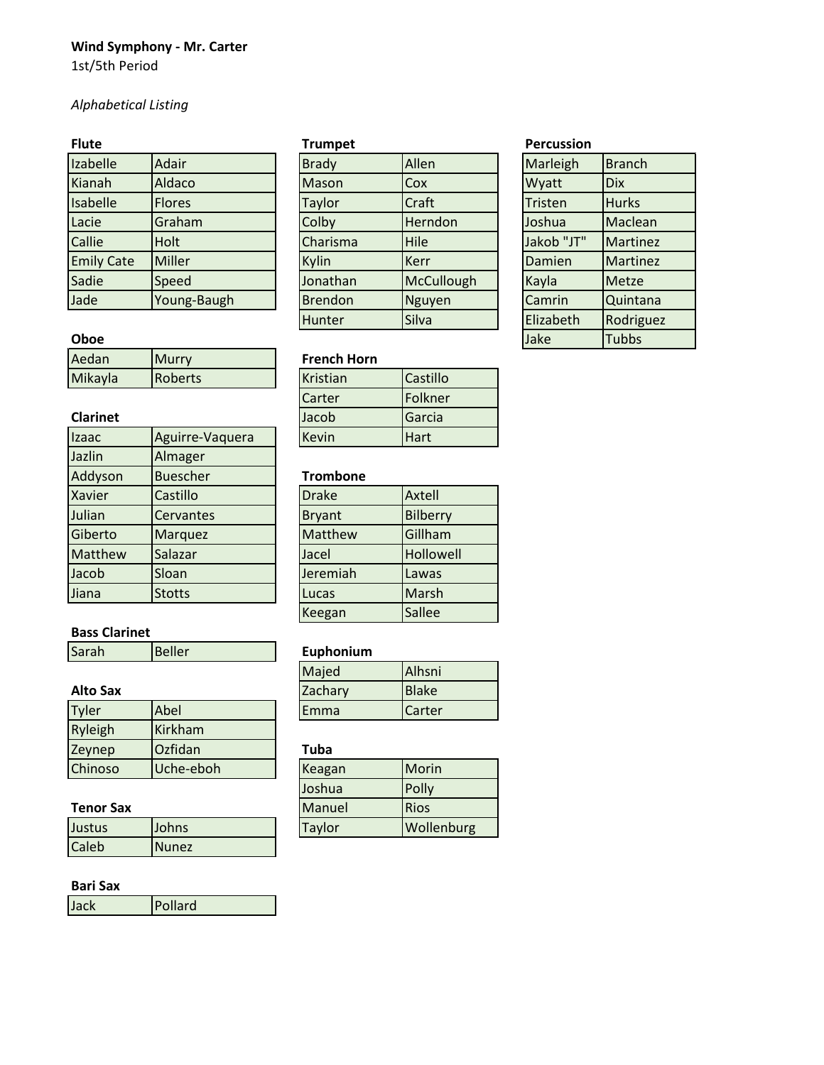**Wind Symphony - Mr. Carter**
1st/5th Period

*Alphabetical Listing*

**Flute**

| | |
|---|---|
| Izabelle | Adair |
| Kianah | Aldaco |
| Isabelle | Flores |
| Lacie | Graham |
| Callie | Holt |
| Emily Cate | Miller |
| Sadie | Speed |
| Jade | Young-Baugh |

**Oboe**

| | |
|---|---|
| Aedan | Murry |
| Mikayla | Roberts |

**Clarinet**

| | |
|---|---|
| Izaac | Aguirre-Vaquera |
| Jazlin | Almager |
| Addyson | Buescher |
| Xavier | Castillo |
| Julian | Cervantes |
| Giberto | Marquez |
| Matthew | Salazar |
| Jacob | Sloan |
| Jiana | Stotts |

**Bass Clarinet**

| | |
|---|---|
| Sarah | Beller |

**Alto Sax**

| | |
|---|---|
| Tyler | Abel |
| Ryleigh | Kirkham |
| Zeynep | Ozfidan |
| Chinoso | Uche-eboh |

**Tenor Sax**

| | |
|---|---|
| Justus | Johns |
| Caleb | Nunez |

**Bari Sax**

| | |
|---|---|
| Jack | Pollard |

**Trumpet**

| | |
|---|---|
| Brady | Allen |
| Mason | Cox |
| Taylor | Craft |
| Colby | Herndon |
| Charisma | Hile |
| Kylin | Kerr |
| Jonathan | McCullough |
| Brendon | Nguyen |
| Hunter | Silva |

**French Horn**

| | |
|---|---|
| Kristian | Castillo |
| Carter | Folkner |
| Jacob | Garcia |
| Kevin | Hart |

**Trombone**

| | |
|---|---|
| Drake | Axtell |
| Bryant | Bilberry |
| Matthew | Gillham |
| Jacel | Hollowell |
| Jeremiah | Lawas |
| Lucas | Marsh |
| Keegan | Sallee |

**Euphonium**

| | |
|---|---|
| Majed | Alhsni |
| Zachary | Blake |
| Emma | Carter |

**Tuba**

| | |
|---|---|
| Keagan | Morin |
| Joshua | Polly |
| Manuel | Rios |
| Taylor | Wollenburg |

**Percussion**

| | |
|---|---|
| Marleigh | Branch |
| Wyatt | Dix |
| Tristen | Hurks |
| Joshua | Maclean |
| Jakob "JT" | Martinez |
| Damien | Martinez |
| Kayla | Metze |
| Camrin | Quintana |
| Elizabeth | Rodriguez |
| Jake | Tubbs |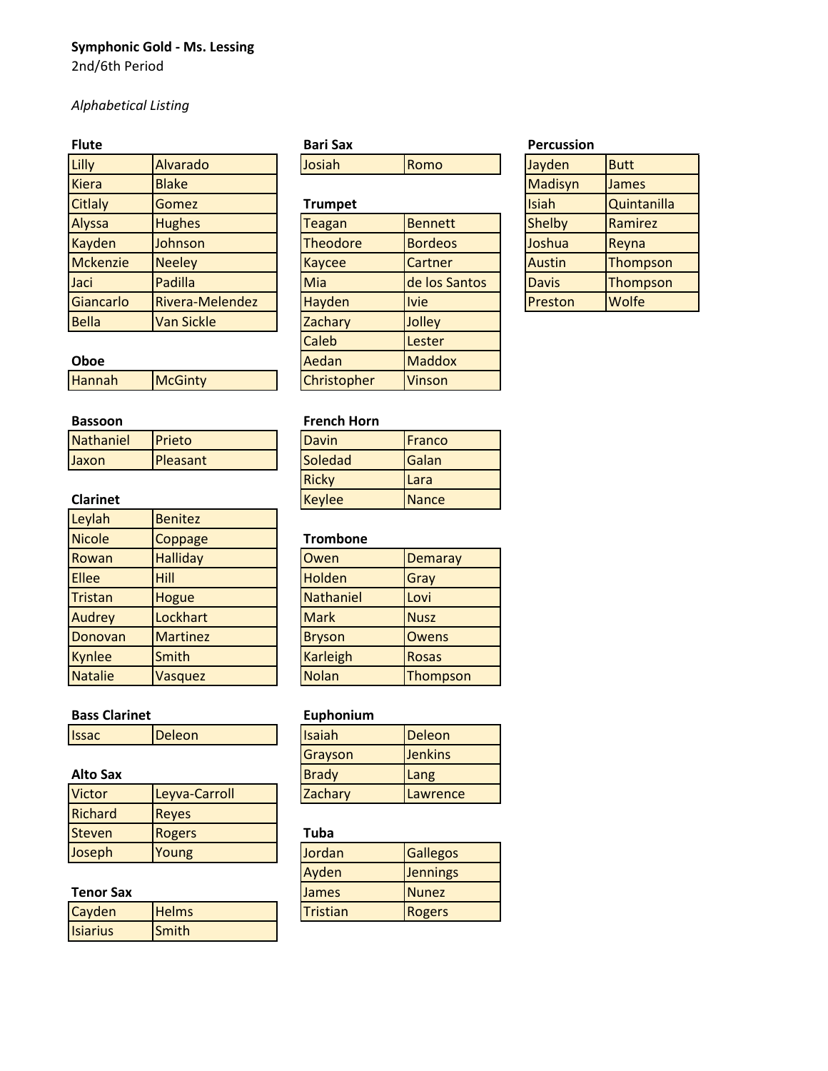**Symphonic Gold - Ms. Lessing**
2nd/6th Period

*Alphabetical Listing*

**Flute**

| | |
|---|---|
| Lilly | Alvarado |
| Kiera | Blake |
| Citlaly | Gomez |
| Alyssa | Hughes |
| Kayden | Johnson |
| Mckenzie | Neeley |
| Jaci | Padilla |
| Giancarlo | Rivera-Melendez |
| Bella | Van Sickle |

**Oboe**

| | |
|---|---|
| Hannah | McGinty |

**Bassoon**

| | |
|---|---|
| Nathaniel | Prieto |
| Jaxon | Pleasant |

**Clarinet**

| | |
|---|---|
| Leylah | Benitez |
| Nicole | Coppage |
| Rowan | Halliday |
| Ellee | Hill |
| Tristan | Hogue |
| Audrey | Lockhart |
| Donovan | Martinez |
| Kynlee | Smith |
| Natalie | Vasquez |

**Bass Clarinet**

| | |
|---|---|
| Issac | Deleon |

**Alto Sax**

| | |
|---|---|
| Victor | Leyva-Carroll |
| Richard | Reyes |
| Steven | Rogers |
| Joseph | Young |

**Tenor Sax**

| | |
|---|---|
| Cayden | Helms |
| Isiarius | Smith |

**Bari Sax**

| | |
|---|---|
| Josiah | Romo |

**Trumpet**

| | |
|---|---|
| Teagan | Bennett |
| Theodore | Bordeos |
| Kaycee | Cartner |
| Mia | de los Santos |
| Hayden | Ivie |
| Zachary | Jolley |
| Caleb | Lester |
| Aedan | Maddox |
| Christopher | Vinson |

**French Horn**

| | |
|---|---|
| Davin | Franco |
| Soledad | Galan |
| Ricky | Lara |
| Keylee | Nance |

**Trombone**

| | |
|---|---|
| Owen | Demaray |
| Holden | Gray |
| Nathaniel | Lovi |
| Mark | Nusz |
| Bryson | Owens |
| Karleigh | Rosas |
| Nolan | Thompson |

**Euphonium**

| | |
|---|---|
| Isaiah | Deleon |
| Grayson | Jenkins |
| Brady | Lang |
| Zachary | Lawrence |

**Tuba**

| | |
|---|---|
| Jordan | Gallegos |
| Ayden | Jennings |
| James | Nunez |
| Tristian | Rogers |

**Percussion**

| | |
|---|---|
| Jayden | Butt |
| Madisyn | James |
| Isiah | Quintanilla |
| Shelby | Ramirez |
| Joshua | Reyna |
| Austin | Thompson |
| Davis | Thompson |
| Preston | Wolfe |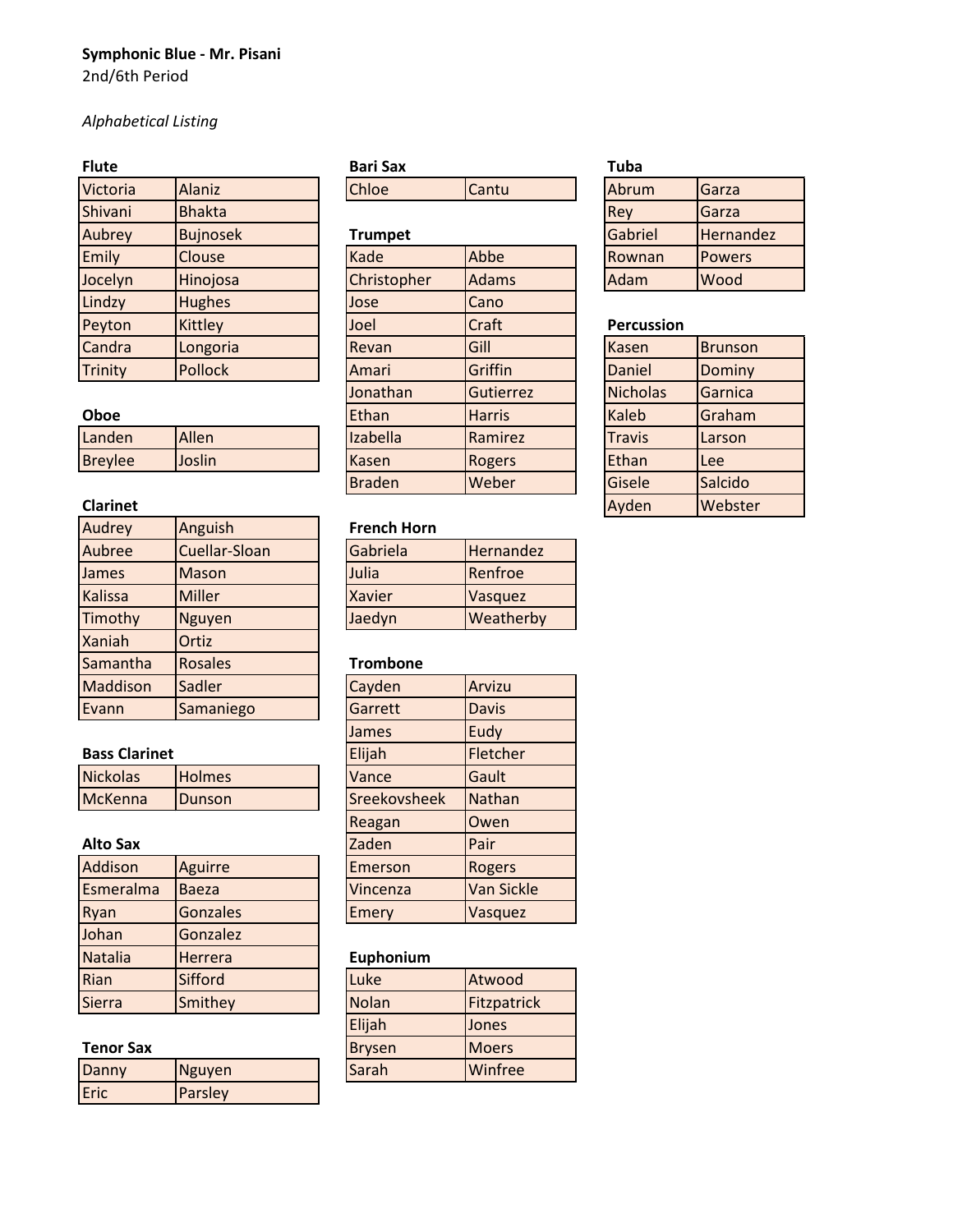**Symphonic Blue - Mr. Pisani**

2nd/6th Period

*Alphabetical Listing*

**Flute**

| | |
|---|---|
| Victoria | Alaniz |
| Shivani | Bhakta |
| Aubrey | Bujnosek |
| Emily | Clouse |
| Jocelyn | Hinojosa |
| Lindzy | Hughes |
| Peyton | Kittley |
| Candra | Longoria |
| Trinity | Pollock |

**Oboe**

| | |
|---|---|
| Landen | Allen |
| Breylee | Joslin |

**Clarinet**

| | |
|---|---|
| Audrey | Anguish |
| Aubree | Cuellar-Sloan |
| James | Mason |
| Kalissa | Miller |
| Timothy | Nguyen |
| Xaniah | Ortiz |
| Samantha | Rosales |
| Maddison | Sadler |
| Evann | Samaniego |

**Bass Clarinet**

| | |
|---|---|
| Nickolas | Holmes |
| McKenna | Dunson |

**Alto Sax**

| | |
|---|---|
| Addison | Aguirre |
| Esmeralma | Baeza |
| Ryan | Gonzales |
| Johan | Gonzalez |
| Natalia | Herrera |
| Rian | Sifford |
| Sierra | Smithey |

**Tenor Sax**

| | |
|---|---|
| Danny | Nguyen |
| Eric | Parsley |

**Bari Sax**

| | |
|---|---|
| Chloe | Cantu |

**Trumpet**

| | |
|---|---|
| Kade | Abbe |
| Christopher | Adams |
| Jose | Cano |
| Joel | Craft |
| Revan | Gill |
| Amari | Griffin |
| Jonathan | Gutierrez |
| Ethan | Harris |
| Izabella | Ramirez |
| Kasen | Rogers |
| Braden | Weber |

**French Horn**

| | |
|---|---|
| Gabriela | Hernandez |
| Julia | Renfroe |
| Xavier | Vasquez |
| Jaedyn | Weatherby |

**Trombone**

| | |
|---|---|
| Cayden | Arvizu |
| Garrett | Davis |
| James | Eudy |
| Elijah | Fletcher |
| Vance | Gault |
| Sreekovsheek | Nathan |
| Reagan | Owen |
| Zaden | Pair |
| Emerson | Rogers |
| Vincenza | Van Sickle |
| Emery | Vasquez |

**Euphonium**

| | |
|---|---|
| Luke | Atwood |
| Nolan | Fitzpatrick |
| Elijah | Jones |
| Brysen | Moers |
| Sarah | Winfree |

**Tuba**

| | |
|---|---|
| Abrum | Garza |
| Rey | Garza |
| Gabriel | Hernandez |
| Rownan | Powers |
| Adam | Wood |

**Percussion**

| | |
|---|---|
| Kasen | Brunson |
| Daniel | Dominy |
| Nicholas | Garnica |
| Kaleb | Graham |
| Travis | Larson |
| Ethan | Lee |
| Gisele | Salcido |
| Ayden | Webster |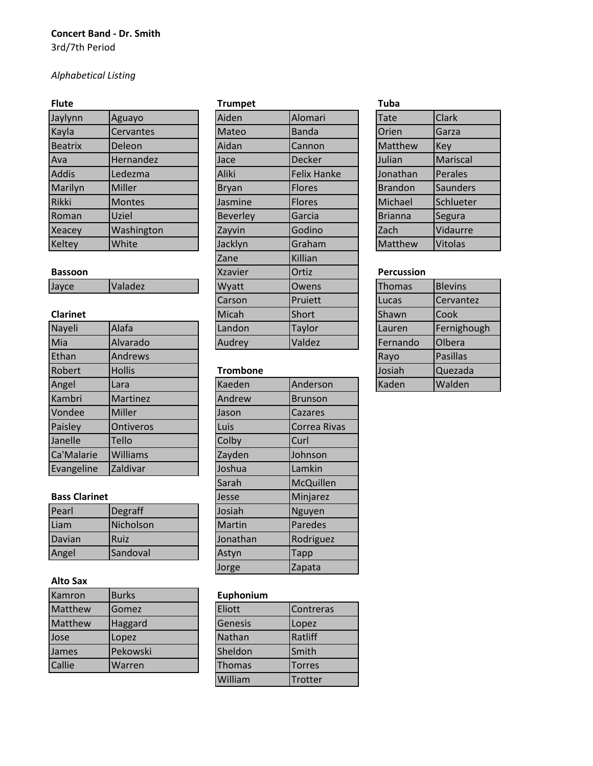**Concert Band - Dr. Smith**
3rd/7th Period

*Alphabetical Listing*

**Flute**

| | |
|---|---|
| Jaylynn | Aguayo |
| Kayla | Cervantes |
| Beatrix | Deleon |
| Ava | Hernandez |
| Addis | Ledezma |
| Marilyn | Miller |
| Rikki | Montes |
| Roman | Uziel |
| Xeacey | Washington |
| Keltey | White |

**Bassoon**

| | |
|---|---|
| Jayce | Valadez |

**Clarinet**

| | |
|---|---|
| Nayeli | Alafa |
| Mia | Alvarado |
| Ethan | Andrews |
| Robert | Hollis |
| Angel | Lara |
| Kambri | Martinez |
| Vondee | Miller |
| Paisley | Ontiveros |
| Janelle | Tello |
| Ca'Malarie | Williams |
| Evangeline | Zaldivar |

**Bass Clarinet**

| | |
|---|---|
| Pearl | Degraff |
| Liam | Nicholson |
| Davian | Ruiz |
| Angel | Sandoval |

**Alto Sax**

| | |
|---|---|
| Kamron | Burks |
| Matthew | Gomez |
| Matthew | Haggard |
| Jose | Lopez |
| James | Pekowski |
| Callie | Warren |

**Trumpet**

| | |
|---|---|
| Aiden | Alomari |
| Mateo | Banda |
| Aidan | Cannon |
| Jace | Decker |
| Aliki | Felix Hanke |
| Bryan | Flores |
| Jasmine | Flores |
| Beverley | Garcia |
| Zayvin | Godino |
| Jacklyn | Graham |
| Zane | Killian |
| Xzavier | Ortiz |
| Wyatt | Owens |
| Carson | Pruiett |
| Micah | Short |
| Landon | Taylor |
| Audrey | Valdez |

**Trombone**

| | |
|---|---|
| Kaeden | Anderson |
| Andrew | Brunson |
| Jason | Cazares |
| Luis | Correa Rivas |
| Colby | Curl |
| Zayden | Johnson |
| Joshua | Lamkin |
| Sarah | McQuillen |
| Jesse | Minjarez |
| Josiah | Nguyen |
| Martin | Paredes |
| Jonathan | Rodriguez |
| Astyn | Tapp |
| Jorge | Zapata |

**Euphonium**

| | |
|---|---|
| Eliott | Contreras |
| Genesis | Lopez |
| Nathan | Ratliff |
| Sheldon | Smith |
| Thomas | Torres |
| William | Trotter |

**Tuba**

| | |
|---|---|
| Tate | Clark |
| Orien | Garza |
| Matthew | Key |
| Julian | Mariscal |
| Jonathan | Perales |
| Brandon | Saunders |
| Michael | Schlueter |
| Brianna | Segura |
| Zach | Vidaurre |
| Matthew | Vitolas |

**Percussion**

| | |
|---|---|
| Thomas | Blevins |
| Lucas | Cervantez |
| Shawn | Cook |
| Lauren | Fernighough |
| Fernando | Olbera |
| Rayo | Pasillas |
| Josiah | Quezada |
| Kaden | Walden |